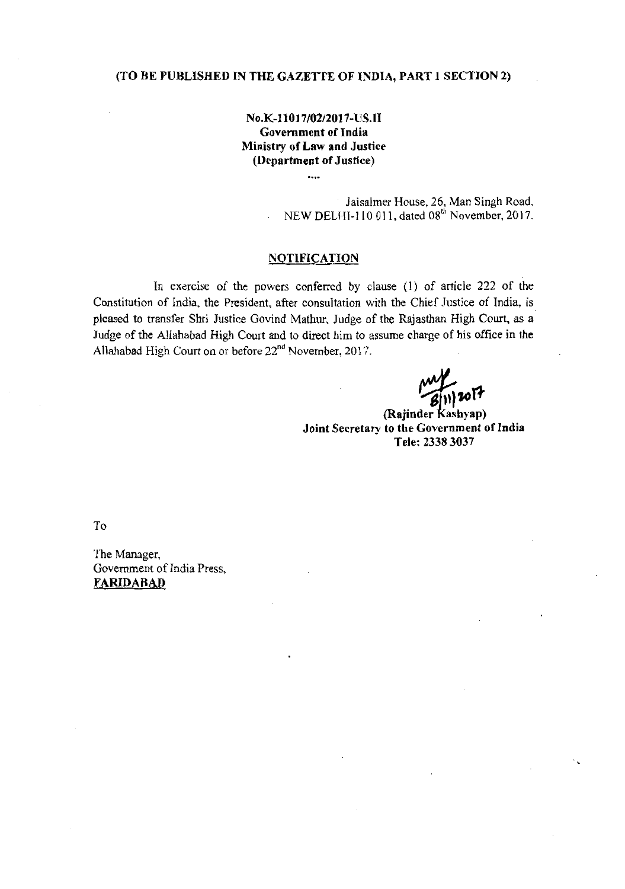**(TO BE PUBLISHED IN THE GAZETTE OF INDIA, PART 1 SECTION 2)**

**No.K-11017/02/2017-US.II**
**Government of India**
**Ministry of Law and Justice**
**(Department of Justice)**

....

Jaisalmer House, 26, Man Singh Road,
NEW DELHI-110 011, dated 08th November, 2017.

## NOTIFICATION

In exercise of the powers conferred by clause (1) of article 222 of the Constitution of India, the President, after consultation with the Chief Justice of India, is pleased to transfer Shri Justice Govind Mathur, Judge of the Rajasthan High Court, as a Judge of the Allahabad High Court and to direct him to assume charge of his office in the Allahabad High Court on or before 22nd November, 2017.

8/11/2017

**(Rajinder Kashyap)**
**Joint Secretary to the Government of India**
**Tele: 2338 3037**

To

The Manager,
Government of India Press,
**FARIDABAD**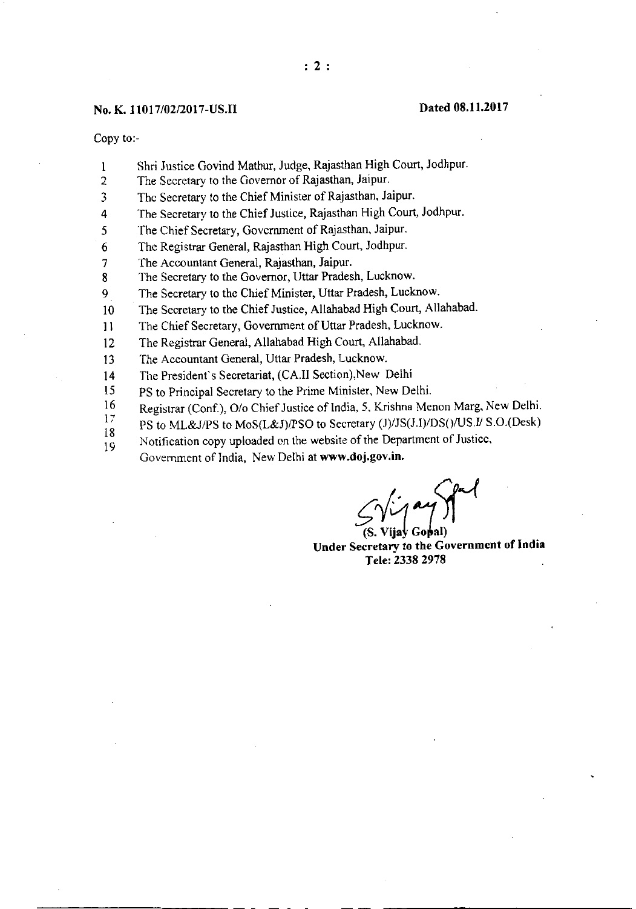**No. K. 11017/02/2017-US.II** **Dated 08.11.2017**

Copy to:-

1. Shri Justice Govind Mathur, Judge, Rajasthan High Court, Jodhpur.
2. The Secretary to the Governor of Rajasthan, Jaipur.
3. The Secretary to the Chief Minister of Rajasthan, Jaipur.
4. The Secretary to the Chief Justice, Rajasthan High Court, Jodhpur.
5. The Chief Secretary, Government of Rajasthan, Jaipur.
6. The Registrar General, Rajasthan High Court, Jodhpur.
7. The Accountant General, Rajasthan, Jaipur.
8. The Secretary to the Governor, Uttar Pradesh, Lucknow.
9. The Secretary to the Chief Minister, Uttar Pradesh, Lucknow.
10. The Secretary to the Chief Justice, Allahabad High Court, Allahabad.
11. The Chief Secretary, Government of Uttar Pradesh, Lucknow.
12. The Registrar General, Allahabad High Court, Allahabad.
13. The Accountant General, Uttar Pradesh, Lucknow.
14. The President's Secretariat, (CA.II Section),New Delhi
15. PS to Principal Secretary to the Prime Minister, New Delhi.
16. Registrar (Conf.), O/o Chief Justice of India, 5, Krishna Menon Marg, New Delhi.
17. PS to ML&J/PS to MoS(L&J)/PSO to Secretary (J)/JS(J.I)/DS()/US.I/ S.O.(Desk)
18. Notification copy uploaded on the website of the Department of Justice, Government of India, New Delhi at **www.doj.gov.in.**
19.

(S. Vijay Gopal)
**Under Secretary to the Government of India**
**Tele: 2338 2978**